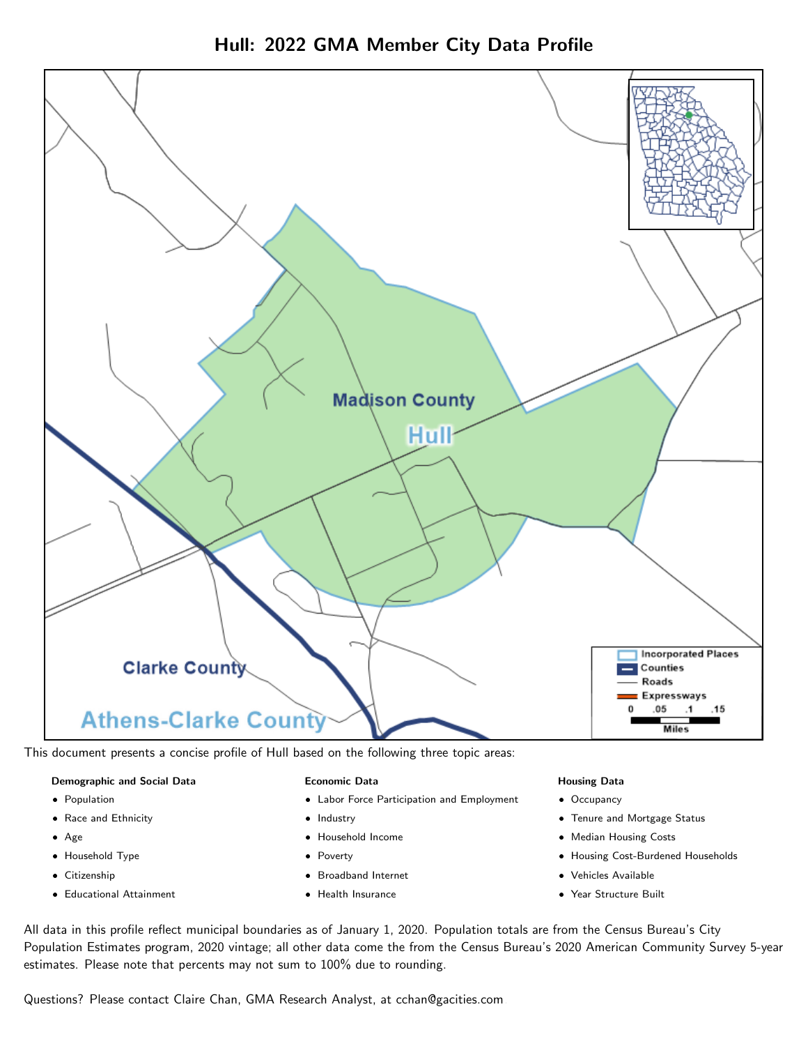# Hull: 2022 GMA Member City Data Profile

This document presents a concise profile of Hull based on the following three topic areas:

**Demographic and Social Data**

- Population
- Race and Ethnicity
- Age
- Household Type
- Citizenship
- Educational Attainment

**Economic Data**

- Labor Force Participation and Employment
- Industry
- Household Income
- Poverty
- Broadband Internet
- Health Insurance

**Housing Data**

- Occupancy
- Tenure and Mortgage Status
- Median Housing Costs
- Housing Cost-Burdened Households
- Vehicles Available
- Year Structure Built

All data in this profile reflect municipal boundaries as of January 1, 2020. Population totals are from the Census Bureau's City Population Estimates program, 2020 vintage; all other data come the from the Census Bureau's 2020 American Community Survey 5-year estimates. Please note that percents may not sum to 100% due to rounding.

Questions? Please contact Claire Chan, GMA Research Analyst, at cchan@gacities.com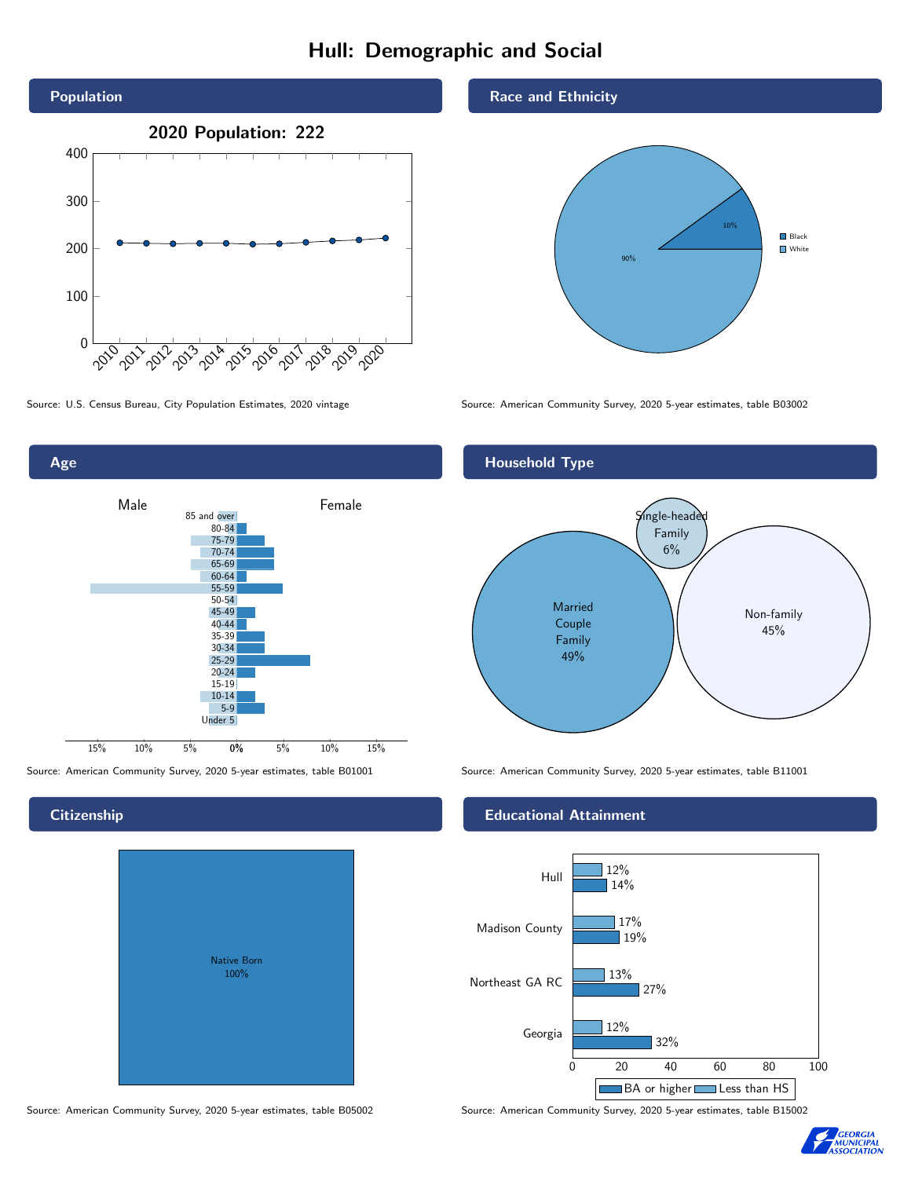# Hull: Demographic and Social

## Population

2020 Population: 222

Source: U.S. Census Bureau, City Population Estimates, 2020 vintage

## Race and Ethnicity

| Race | Percent |
|---|---|
| Black | 10% |
| White | 90% |

Source: American Community Survey, 2020 5-year estimates, table B03002

## Age

Source: American Community Survey, 2020 5-year estimates, table B01001

## Household Type

| Household Type | Percent |
|---|---|
| Married Couple Family | 49% |
| Single-headed Family | 6% |
| Non-family | 45% |

Source: American Community Survey, 2020 5-year estimates, table B11001

## Citizenship

Native Born 100%

Source: American Community Survey, 2020 5-year estimates, table B05002

## Educational Attainment

| Area | Less than HS | BA or higher |
|---|---|---|
| Hull | 12% | 14% |
| Madison County | 17% | 19% |
| Northeast GA RC | 13% | 27% |
| Georgia | 12% | 32% |

Source: American Community Survey, 2020 5-year estimates, table B15002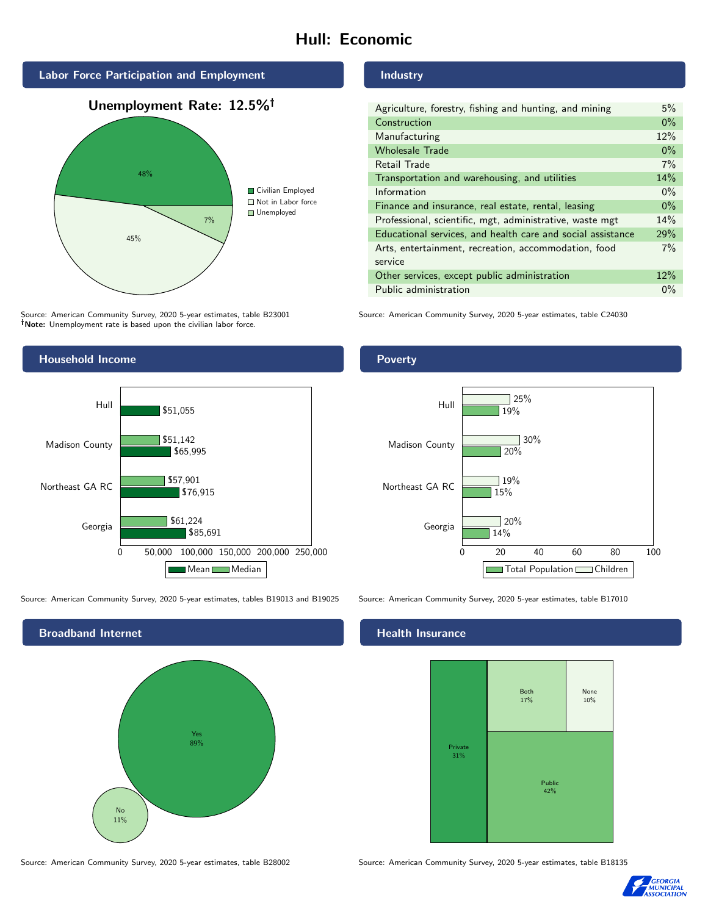# Hull: Economic

## Labor Force Participation and Employment

**Unemployment Rate: 12.5%[†]**

| Category | Percent |
| --- | --- |
| Civilian Employed | 48% |
| Not in Labor force | 45% |
| Unemployed | 7% |

Source: American Community Survey, 2020 5-year estimates, table B23001
[†]**Note:** Unemployment rate is based upon the civilian labor force.

## Industry

| Industry | Percent |
| --- | --- |
| Agriculture, forestry, fishing and hunting, and mining | 5% |
| Construction | 0% |
| Manufacturing | 12% |
| Wholesale Trade | 0% |
| Retail Trade | 7% |
| Transportation and warehousing, and utilities | 14% |
| Information | 0% |
| Finance and insurance, real estate, rental, leasing | 0% |
| Professional, scientific, mgt, administrative, waste mgt | 14% |
| Educational services, and health care and social assistance | 29% |
| Arts, entertainment, recreation, accommodation, food service | 7% |
| Other services, except public administration | 12% |
| Public administration | 0% |

Source: American Community Survey, 2020 5-year estimates, table C24030

## Household Income

| | Median | Mean |
| --- | --- | --- |
| Hull | | $51,055 |
| Madison County | $51,142 | $65,995 |
| Northeast GA RC | $57,901 | $76,915 |
| Georgia | $61,224 | $85,691 |

Source: American Community Survey, 2020 5-year estimates, tables B19013 and B19025

## Poverty

| | Children | Total Population |
| --- | --- | --- |
| Hull | 25% | 19% |
| Madison County | 30% | 20% |
| Northeast GA RC | 19% | 15% |
| Georgia | 20% | 14% |

Source: American Community Survey, 2020 5-year estimates, table B17010

## Broadband Internet

| | Percent |
| --- | --- |
| Yes | 89% |
| No | 11% |

Source: American Community Survey, 2020 5-year estimates, table B28002

## Health Insurance

| | Percent |
| --- | --- |
| Private | 31% |
| Both | 17% |
| None | 10% |
| Public | 42% |

Source: American Community Survey, 2020 5-year estimates, table B18135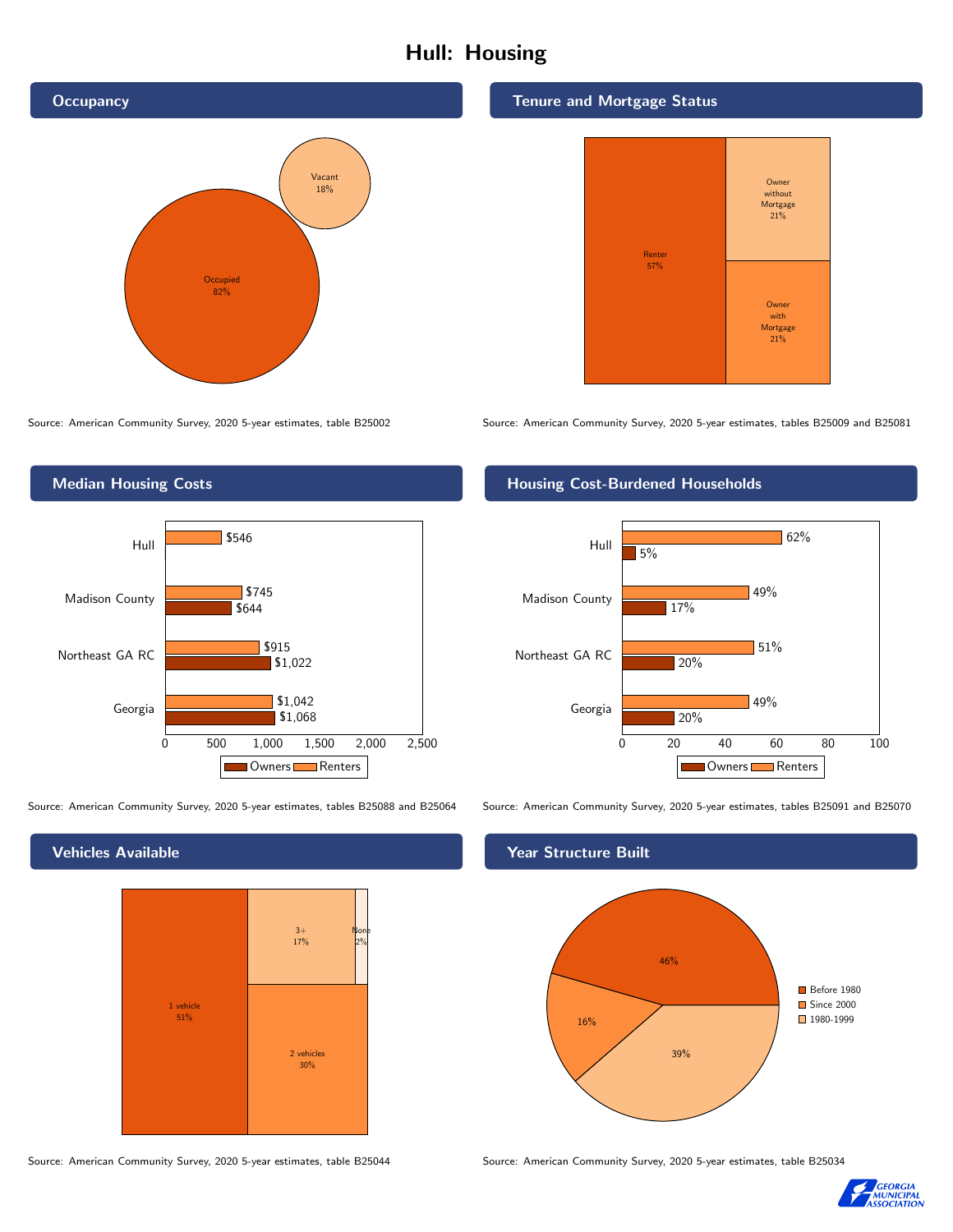# Hull: Housing

## Occupancy

Vacant
18%

Occupied
82%

Source: American Community Survey, 2020 5-year estimates, table B25002

## Tenure and Mortgage Status

Renter
57%

Owner without Mortgage
21%

Owner with Mortgage
21%

Source: American Community Survey, 2020 5-year estimates, tables B25009 and B25081

## Median Housing Costs

Hull
$546

Madison County
$745
$644

Northeast GA RC
$915
$1,022

Georgia
$1,042
$1,068

0 500 1,000 1,500 2,000 2,500

Owners Renters

Source: American Community Survey, 2020 5-year estimates, tables B25088 and B25064

## Housing Cost-Burdened Households

Hull
62%
5%

Madison County
49%
17%

Northeast GA RC
51%
20%

Georgia
49%
20%

0 20 40 60 80 100

Owners Renters

Source: American Community Survey, 2020 5-year estimates, tables B25091 and B25070

## Vehicles Available

1 vehicle
51%

3+
17%

None
2%

2 vehicles
30%

Source: American Community Survey, 2020 5-year estimates, table B25044

## Year Structure Built

46%

16%

39%

Before 1980
Since 2000
1980-1999

Source: American Community Survey, 2020 5-year estimates, table B25034

GEORGIA MUNICIPAL ASSOCIATION